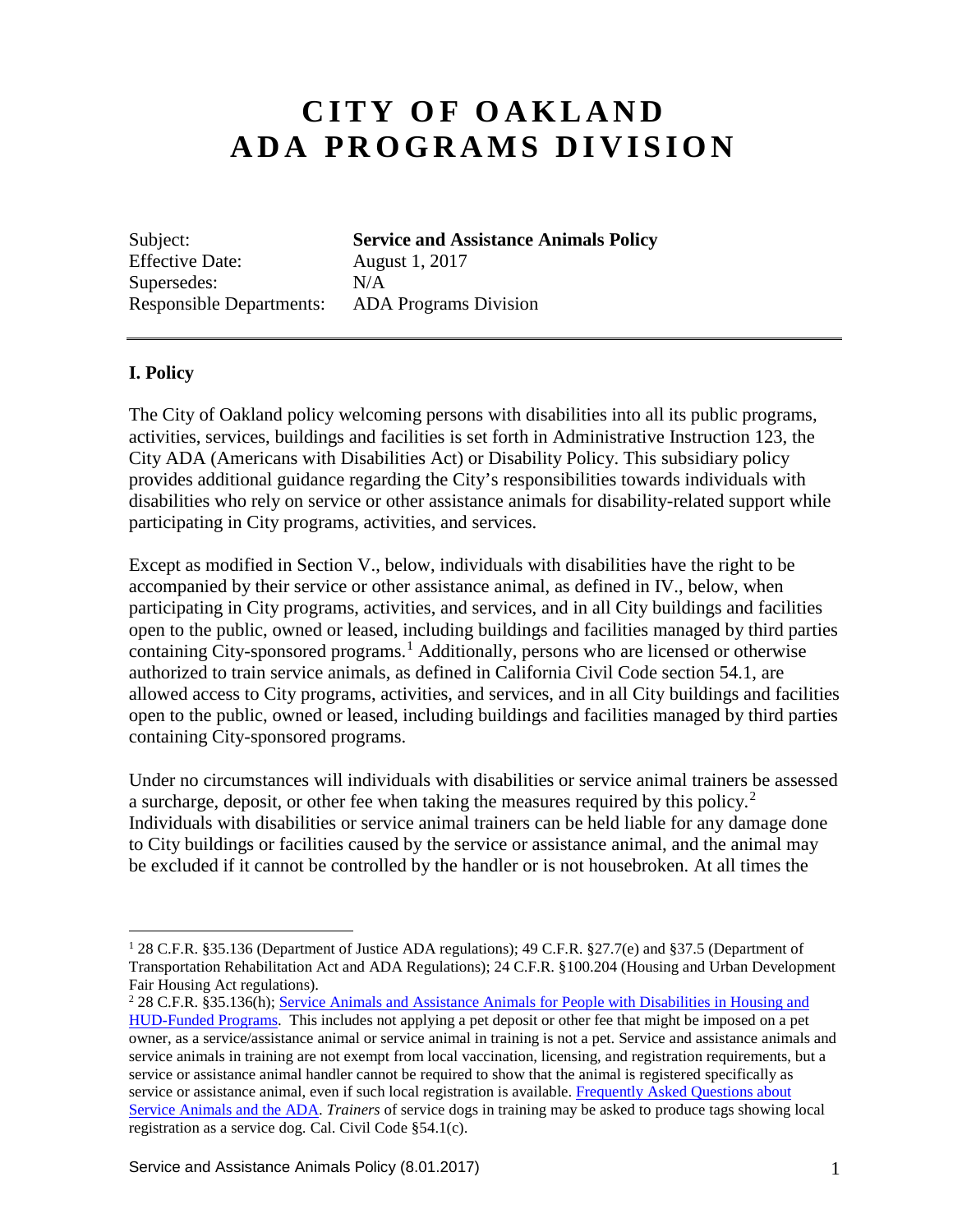# CITY OF OAKLAND
# ADA PROGRAMS DIVISION

| | |
|---|---|
| Subject: | **Service and Assistance Animals Policy** |
| Effective Date: | August 1, 2017 |
| Supersedes: | N/A |
| Responsible Departments: | ADA Programs Division |

---

**I. Policy**

The City of Oakland policy welcoming persons with disabilities into all its public programs, activities, services, buildings and facilities is set forth in Administrative Instruction 123, the City ADA (Americans with Disabilities Act) or Disability Policy. This subsidiary policy provides additional guidance regarding the City's responsibilities towards individuals with disabilities who rely on service or other assistance animals for disability-related support while participating in City programs, activities, and services.

Except as modified in Section V., below, individuals with disabilities have the right to be accompanied by their service or other assistance animal, as defined in IV., below, when participating in City programs, activities, and services, and in all City buildings and facilities open to the public, owned or leased, including buildings and facilities managed by third parties containing City-sponsored programs.[1] Additionally, persons who are licensed or otherwise authorized to train service animals, as defined in California Civil Code section 54.1, are allowed access to City programs, activities, and services, and in all City buildings and facilities open to the public, owned or leased, including buildings and facilities managed by third parties containing City-sponsored programs.

Under no circumstances will individuals with disabilities or service animal trainers be assessed a surcharge, deposit, or other fee when taking the measures required by this policy.[2] Individuals with disabilities or service animal trainers can be held liable for any damage done to City buildings or facilities caused by the service or assistance animal, and the animal may be excluded if it cannot be controlled by the handler or is not housebroken. At all times the

---

[1] 28 C.F.R. §35.136 (Department of Justice ADA regulations); 49 C.F.R. §27.7(e) and §37.5 (Department of Transportation Rehabilitation Act and ADA Regulations); 24 C.F.R. §100.204 (Housing and Urban Development Fair Housing Act regulations).

[2] 28 C.F.R. §35.136(h); Service Animals and Assistance Animals for People with Disabilities in Housing and HUD-Funded Programs. This includes not applying a pet deposit or other fee that might be imposed on a pet owner, as a service/assistance animal or service animal in training is not a pet. Service and assistance animals and service animals in training are not exempt from local vaccination, licensing, and registration requirements, but a service or assistance animal handler cannot be required to show that the animal is registered specifically as service or assistance animal, even if such local registration is available. Frequently Asked Questions about Service Animals and the ADA. *Trainers* of service dogs in training may be asked to produce tags showing local registration as a service dog. Cal. Civil Code §54.1(c).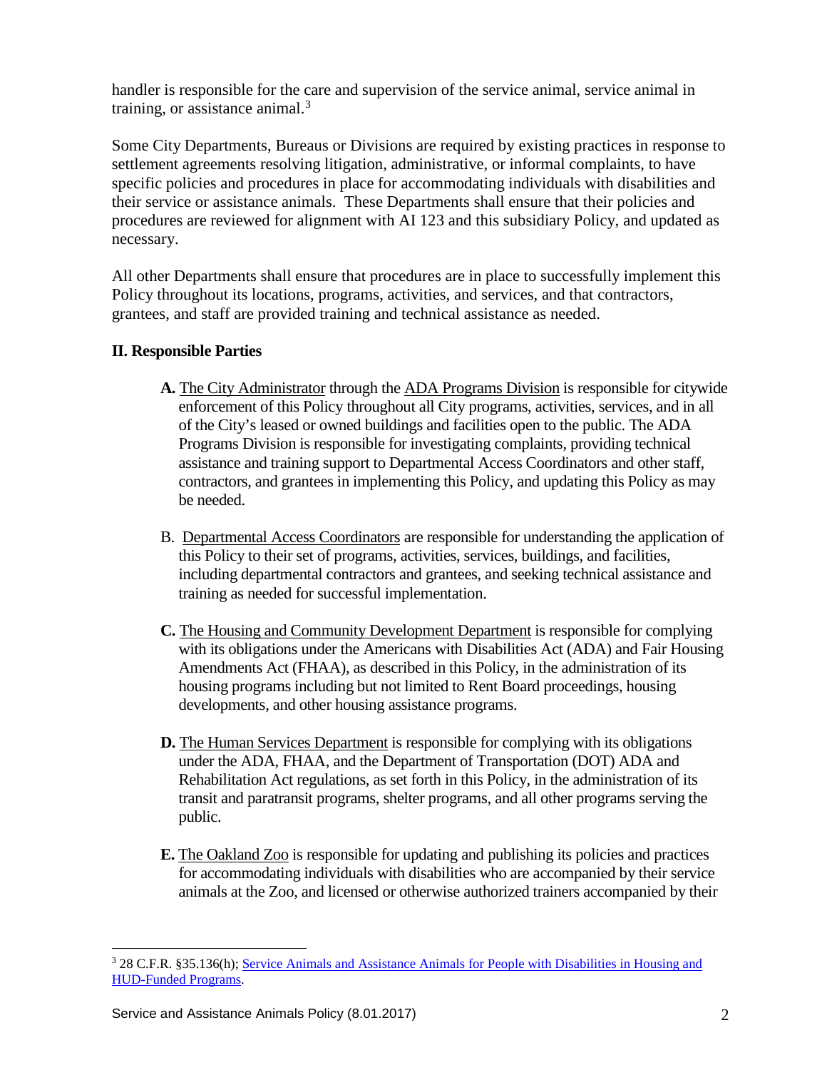handler is responsible for the care and supervision of the service animal, service animal in training, or assistance animal.[3]

Some City Departments, Bureaus or Divisions are required by existing practices in response to settlement agreements resolving litigation, administrative, or informal complaints, to have specific policies and procedures in place for accommodating individuals with disabilities and their service or assistance animals. These Departments shall ensure that their policies and procedures are reviewed for alignment with AI 123 and this subsidiary Policy, and updated as necessary.

All other Departments shall ensure that procedures are in place to successfully implement this Policy throughout its locations, programs, activities, and services, and that contractors, grantees, and staff are provided training and technical assistance as needed.

## II. Responsible Parties

**A.** The City Administrator through the ADA Programs Division is responsible for citywide enforcement of this Policy throughout all City programs, activities, services, and in all of the City's leased or owned buildings and facilities open to the public. The ADA Programs Division is responsible for investigating complaints, providing technical assistance and training support to Departmental Access Coordinators and other staff, contractors, and grantees in implementing this Policy, and updating this Policy as may be needed.

B. Departmental Access Coordinators are responsible for understanding the application of this Policy to their set of programs, activities, services, buildings, and facilities, including departmental contractors and grantees, and seeking technical assistance and training as needed for successful implementation.

**C.** The Housing and Community Development Department is responsible for complying with its obligations under the Americans with Disabilities Act (ADA) and Fair Housing Amendments Act (FHAA), as described in this Policy, in the administration of its housing programs including but not limited to Rent Board proceedings, housing developments, and other housing assistance programs.

**D.** The Human Services Department is responsible for complying with its obligations under the ADA, FHAA, and the Department of Transportation (DOT) ADA and Rehabilitation Act regulations, as set forth in this Policy, in the administration of its transit and paratransit programs, shelter programs, and all other programs serving the public.

**E.** The Oakland Zoo is responsible for updating and publishing its policies and practices for accommodating individuals with disabilities who are accompanied by their service animals at the Zoo, and licensed or otherwise authorized trainers accompanied by their

---

[3] 28 C.F.R. §35.136(h); Service Animals and Assistance Animals for People with Disabilities in Housing and HUD-Funded Programs.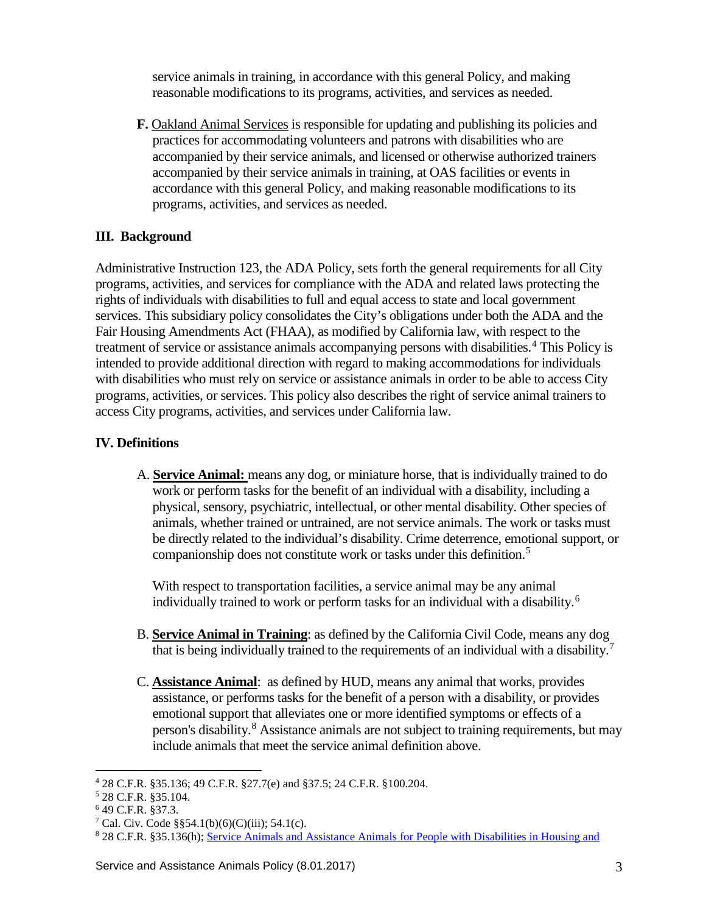service animals in training, in accordance with this general Policy, and making reasonable modifications to its programs, activities, and services as needed.

**F.** Oakland Animal Services is responsible for updating and publishing its policies and practices for accommodating volunteers and patrons with disabilities who are accompanied by their service animals, and licensed or otherwise authorized trainers accompanied by their service animals in training, at OAS facilities or events in accordance with this general Policy, and making reasonable modifications to its programs, activities, and services as needed.

## III. Background

Administrative Instruction 123, the ADA Policy, sets forth the general requirements for all City programs, activities, and services for compliance with the ADA and related laws protecting the rights of individuals with disabilities to full and equal access to state and local government services. This subsidiary policy consolidates the City's obligations under both the ADA and the Fair Housing Amendments Act (FHAA), as modified by California law, with respect to the treatment of service or assistance animals accompanying persons with disabilities.[4] This Policy is intended to provide additional direction with regard to making accommodations for individuals with disabilities who must rely on service or assistance animals in order to be able to access City programs, activities, or services. This policy also describes the right of service animal trainers to access City programs, activities, and services under California law.

## IV. Definitions

A. **Service Animal:** means any dog, or miniature horse, that is individually trained to do work or perform tasks for the benefit of an individual with a disability, including a physical, sensory, psychiatric, intellectual, or other mental disability. Other species of animals, whether trained or untrained, are not service animals. The work or tasks must be directly related to the individual's disability. Crime deterrence, emotional support, or companionship does not constitute work or tasks under this definition.[5]

   With respect to transportation facilities, a service animal may be any animal individually trained to work or perform tasks for an individual with a disability.[6]

B. **Service Animal in Training**: as defined by the California Civil Code, means any dog that is being individually trained to the requirements of an individual with a disability.[7]

C. **Assistance Animal**: as defined by HUD, means any animal that works, provides assistance, or performs tasks for the benefit of a person with a disability, or provides emotional support that alleviates one or more identified symptoms or effects of a person's disability.[8] Assistance animals are not subject to training requirements, but may include animals that meet the service animal definition above.

---

[4] 28 C.F.R. §35.136; 49 C.F.R. §27.7(e) and §37.5; 24 C.F.R. §100.204.

[5] 28 C.F.R. §35.104.

[6] 49 C.F.R. §37.3.

[7] Cal. Civ. Code §§54.1(b)(6)(C)(iii); 54.1(c).

[8] 28 C.F.R. §35.136(h); Service Animals and Assistance Animals for People with Disabilities in Housing and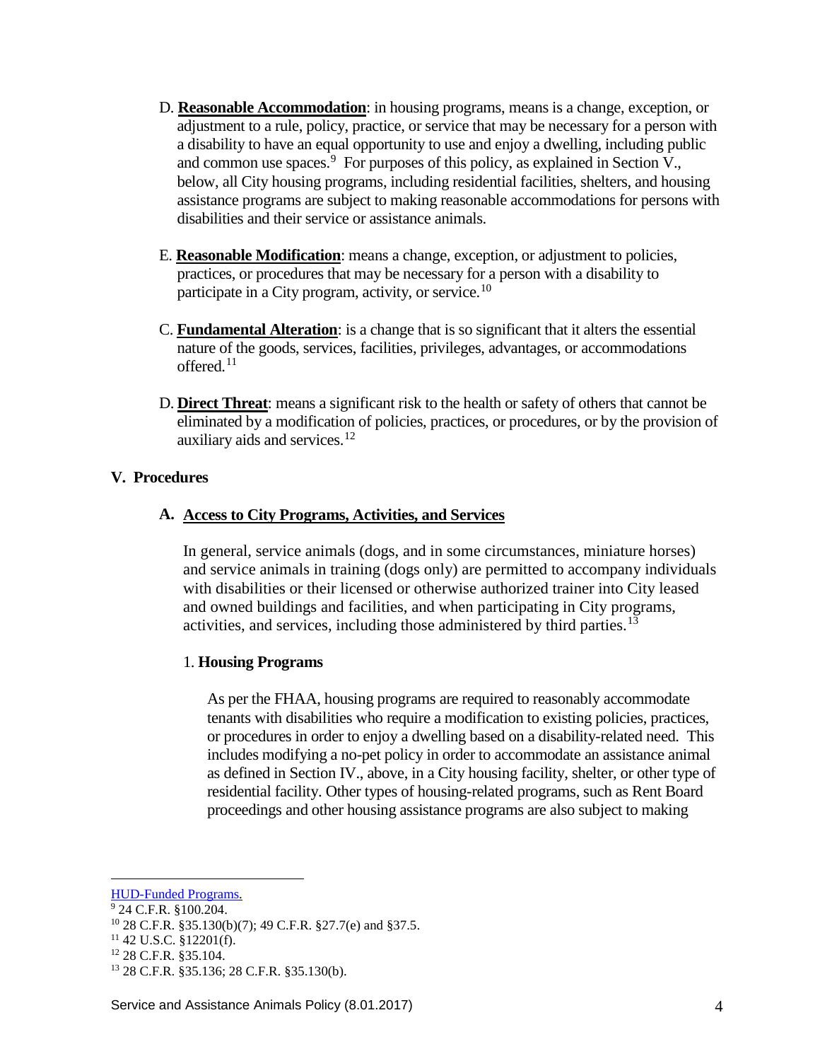D. **Reasonable Accommodation**: in housing programs, means is a change, exception, or adjustment to a rule, policy, practice, or service that may be necessary for a person with a disability to have an equal opportunity to use and enjoy a dwelling, including public and common use spaces.[9] For purposes of this policy, as explained in Section V., below, all City housing programs, including residential facilities, shelters, and housing assistance programs are subject to making reasonable accommodations for persons with disabilities and their service or assistance animals.

E. **Reasonable Modification**: means a change, exception, or adjustment to policies, practices, or procedures that may be necessary for a person with a disability to participate in a City program, activity, or service.[10]

C. **Fundamental Alteration**: is a change that is so significant that it alters the essential nature of the goods, services, facilities, privileges, advantages, or accommodations offered.[11]

D. **Direct Threat**: means a significant risk to the health or safety of others that cannot be eliminated by a modification of policies, practices, or procedures, or by the provision of auxiliary aids and services.[12]

## V. Procedures

### A. Access to City Programs, Activities, and Services

In general, service animals (dogs, and in some circumstances, miniature horses) and service animals in training (dogs only) are permitted to accompany individuals with disabilities or their licensed or otherwise authorized trainer into City leased and owned buildings and facilities, and when participating in City programs, activities, and services, including those administered by third parties.[13]

#### 1. Housing Programs

As per the FHAA, housing programs are required to reasonably accommodate tenants with disabilities who require a modification to existing policies, practices, or procedures in order to enjoy a dwelling based on a disability-related need. This includes modifying a no-pet policy in order to accommodate an assistance animal as defined in Section IV., above, in a City housing facility, shelter, or other type of residential facility. Other types of housing-related programs, such as Rent Board proceedings and other housing assistance programs are also subject to making

---

HUD-Funded Programs.

[9] 24 C.F.R. §100.204.

[10] 28 C.F.R. §35.130(b)(7); 49 C.F.R. §27.7(e) and §37.5.

[11] 42 U.S.C. §12201(f).

[12] 28 C.F.R. §35.104.

[13] 28 C.F.R. §35.136; 28 C.F.R. §35.130(b).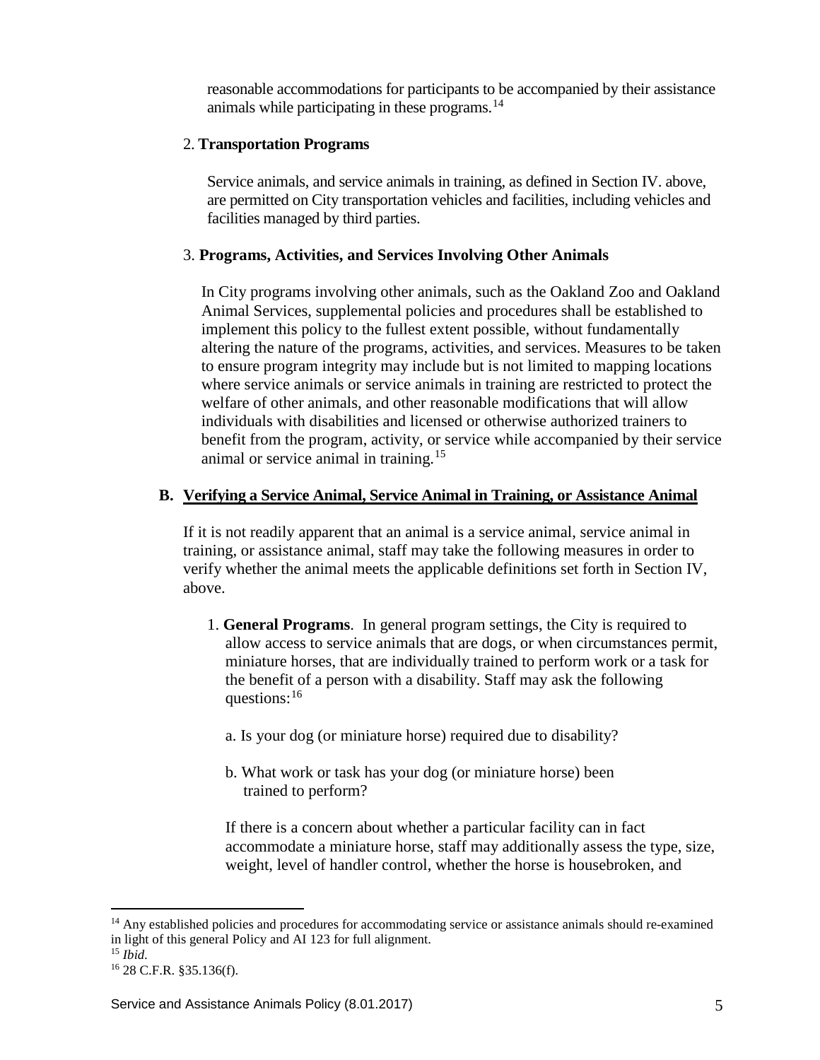reasonable accommodations for participants to be accompanied by their assistance animals while participating in these programs.[14]

2. **Transportation Programs**

Service animals, and service animals in training, as defined in Section IV. above, are permitted on City transportation vehicles and facilities, including vehicles and facilities managed by third parties.

3. **Programs, Activities, and Services Involving Other Animals**

In City programs involving other animals, such as the Oakland Zoo and Oakland Animal Services, supplemental policies and procedures shall be established to implement this policy to the fullest extent possible, without fundamentally altering the nature of the programs, activities, and services. Measures to be taken to ensure program integrity may include but is not limited to mapping locations where service animals or service animals in training are restricted to protect the welfare of other animals, and other reasonable modifications that will allow individuals with disabilities and licensed or otherwise authorized trainers to benefit from the program, activity, or service while accompanied by their service animal or service animal in training.[15]

### B. Verifying a Service Animal, Service Animal in Training, or Assistance Animal

If it is not readily apparent that an animal is a service animal, service animal in training, or assistance animal, staff may take the following measures in order to verify whether the animal meets the applicable definitions set forth in Section IV, above.

1. **General Programs**. In general program settings, the City is required to allow access to service animals that are dogs, or when circumstances permit, miniature horses, that are individually trained to perform work or a task for the benefit of a person with a disability. Staff may ask the following questions:[16]

   a. Is your dog (or miniature horse) required due to disability?

   b. What work or task has your dog (or miniature horse) been trained to perform?

   If there is a concern about whether a particular facility can in fact accommodate a miniature horse, staff may additionally assess the type, size, weight, level of handler control, whether the horse is housebroken, and

---

[14] Any established policies and procedures for accommodating service or assistance animals should re-examined in light of this general Policy and AI 123 for full alignment.

[15] *Ibid*.

[16] 28 C.F.R. §35.136(f).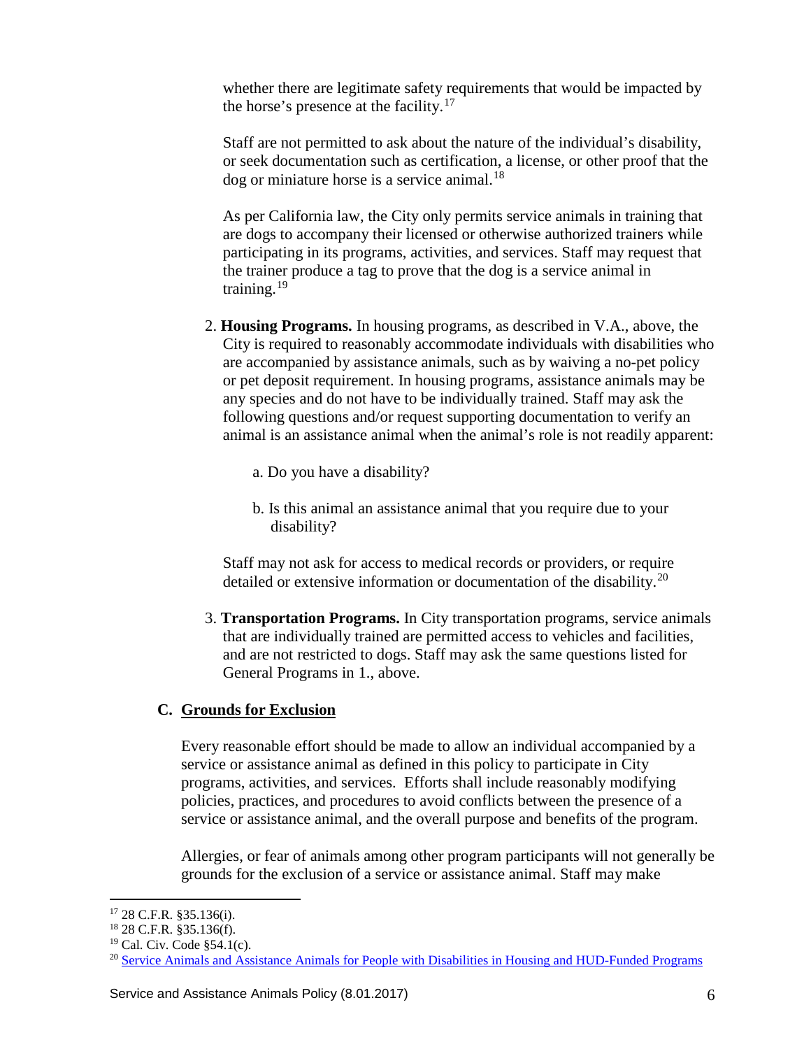whether there are legitimate safety requirements that would be impacted by the horse's presence at the facility.[17]

Staff are not permitted to ask about the nature of the individual's disability, or seek documentation such as certification, a license, or other proof that the dog or miniature horse is a service animal.[18]

As per California law, the City only permits service animals in training that are dogs to accompany their licensed or otherwise authorized trainers while participating in its programs, activities, and services. Staff may request that the trainer produce a tag to prove that the dog is a service animal in training.[19]

2. **Housing Programs.** In housing programs, as described in V.A., above, the City is required to reasonably accommodate individuals with disabilities who are accompanied by assistance animals, such as by waiving a no-pet policy or pet deposit requirement. In housing programs, assistance animals may be any species and do not have to be individually trained. Staff may ask the following questions and/or request supporting documentation to verify an animal is an assistance animal when the animal's role is not readily apparent:

   a. Do you have a disability?

   b. Is this animal an assistance animal that you require due to your disability?

   Staff may not ask for access to medical records or providers, or require detailed or extensive information or documentation of the disability.[20]

3. **Transportation Programs.** In City transportation programs, service animals that are individually trained are permitted access to vehicles and facilities, and are not restricted to dogs. Staff may ask the same questions listed for General Programs in 1., above.

### C. Grounds for Exclusion

Every reasonable effort should be made to allow an individual accompanied by a service or assistance animal as defined in this policy to participate in City programs, activities, and services. Efforts shall include reasonably modifying policies, practices, and procedures to avoid conflicts between the presence of a service or assistance animal, and the overall purpose and benefits of the program.

Allergies, or fear of animals among other program participants will not generally be grounds for the exclusion of a service or assistance animal. Staff may make

---

[17] 28 C.F.R. §35.136(i).

[18] 28 C.F.R. §35.136(f).

[19] Cal. Civ. Code §54.1(c).

[20] Service Animals and Assistance Animals for People with Disabilities in Housing and HUD-Funded Programs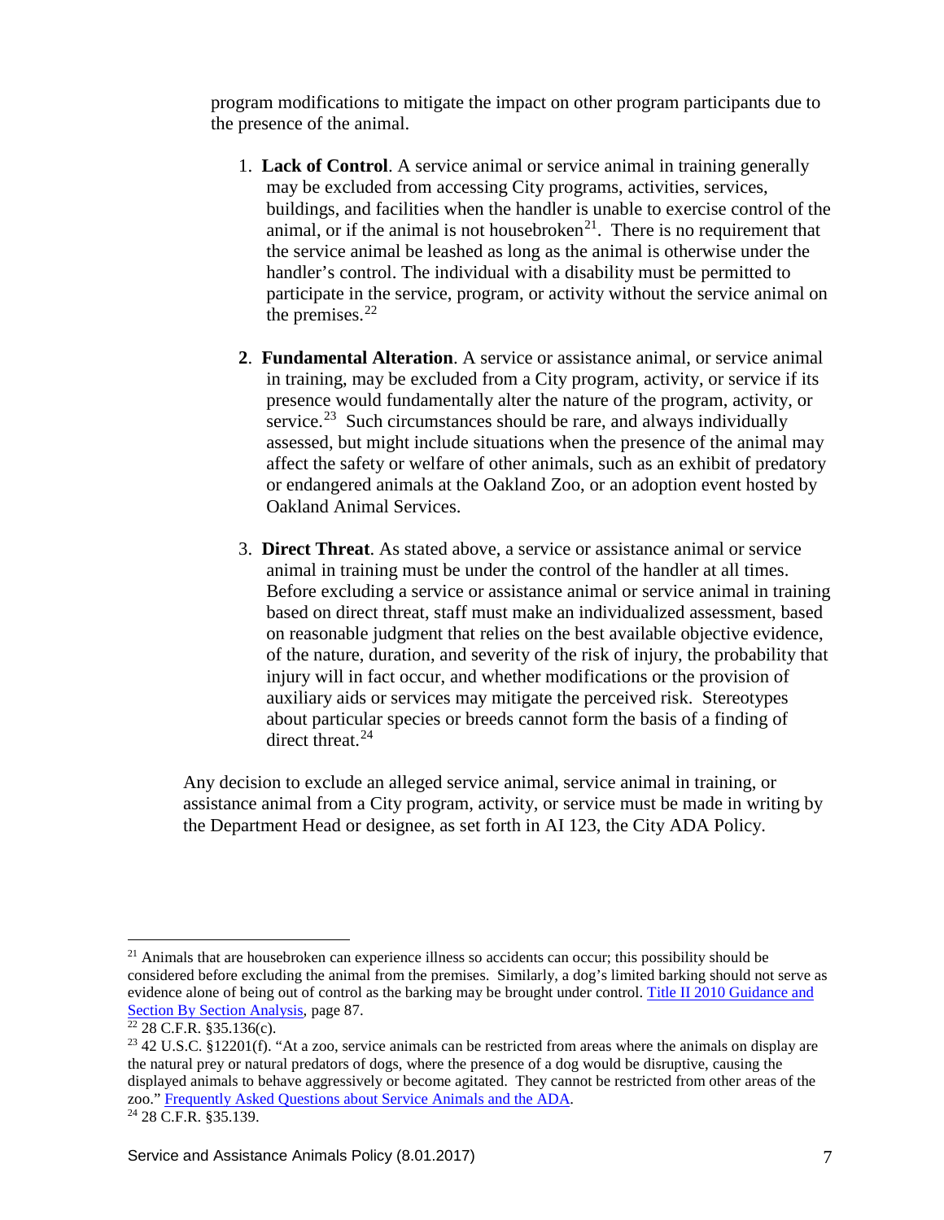program modifications to mitigate the impact on other program participants due to the presence of the animal.

1. **Lack of Control**. A service animal or service animal in training generally may be excluded from accessing City programs, activities, services, buildings, and facilities when the handler is unable to exercise control of the animal, or if the animal is not housebroken[21]. There is no requirement that the service animal be leashed as long as the animal is otherwise under the handler's control. The individual with a disability must be permitted to participate in the service, program, or activity without the service animal on the premises.[22]

2. **Fundamental Alteration**. A service or assistance animal, or service animal in training, may be excluded from a City program, activity, or service if its presence would fundamentally alter the nature of the program, activity, or service.[23] Such circumstances should be rare, and always individually assessed, but might include situations when the presence of the animal may affect the safety or welfare of other animals, such as an exhibit of predatory or endangered animals at the Oakland Zoo, or an adoption event hosted by Oakland Animal Services.

3. **Direct Threat**. As stated above, a service or assistance animal or service animal in training must be under the control of the handler at all times. Before excluding a service or assistance animal or service animal in training based on direct threat, staff must make an individualized assessment, based on reasonable judgment that relies on the best available objective evidence, of the nature, duration, and severity of the risk of injury, the probability that injury will in fact occur, and whether modifications or the provision of auxiliary aids or services may mitigate the perceived risk. Stereotypes about particular species or breeds cannot form the basis of a finding of direct threat.[24]

Any decision to exclude an alleged service animal, service animal in training, or assistance animal from a City program, activity, or service must be made in writing by the Department Head or designee, as set forth in AI 123, the City ADA Policy.

---

[21] Animals that are housebroken can experience illness so accidents can occur; this possibility should be considered before excluding the animal from the premises. Similarly, a dog's limited barking should not serve as evidence alone of being out of control as the barking may be brought under control. Title II 2010 Guidance and Section By Section Analysis, page 87.

[22] 28 C.F.R. §35.136(c).

[23] 42 U.S.C. §12201(f). "At a zoo, service animals can be restricted from areas where the animals on display are the natural prey or natural predators of dogs, where the presence of a dog would be disruptive, causing the displayed animals to behave aggressively or become agitated. They cannot be restricted from other areas of the zoo." Frequently Asked Questions about Service Animals and the ADA.

[24] 28 C.F.R. §35.139.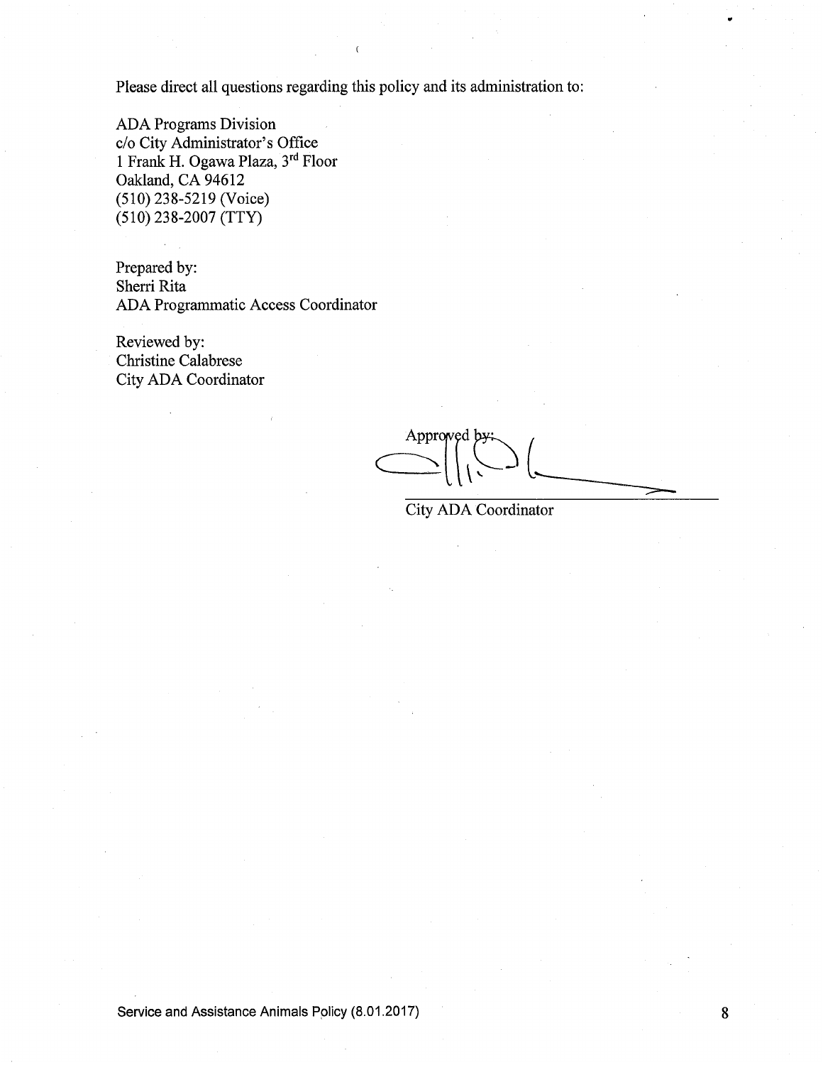Please direct all questions regarding this policy and its administration to:

ADA Programs Division  
c/o City Administrator's Office  
1 Frank H. Ogawa Plaza, 3rd Floor  
Oakland, CA 94612  
(510) 238-5219 (Voice)  
(510) 238-2007 (TTY)

Prepared by:  
Sherri Rita  
ADA Programmatic Access Coordinator

Reviewed by:  
Christine Calabrese  
City ADA Coordinator

Approved by:

City ADA Coordinator